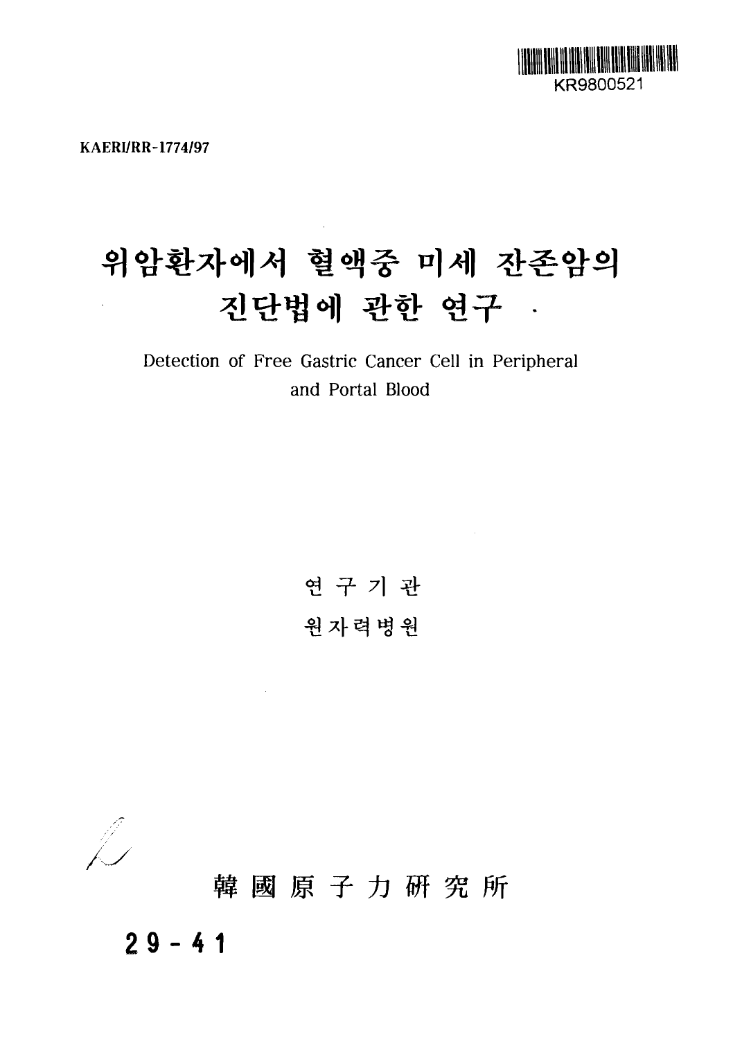KR9800521

KAERI/RR-1774/97

# 위암환자에서 혈액중 미세 잔존암의 진단법에 관한 연구

Detection of Free Gastric Cancer Cell in Peripheral and Portal Blood

연 구 기 관

원자력병원

韓 國 原 子 力 硏 究 所

29-41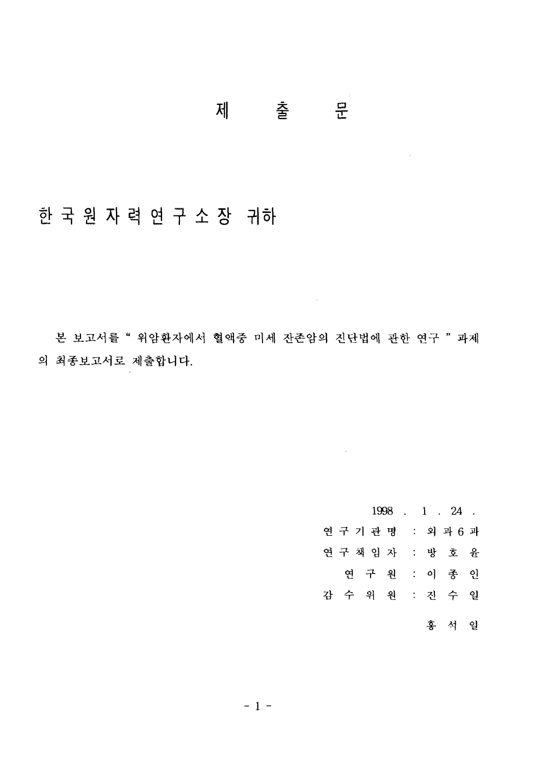# 제 출 문

## 한국원자력연구소장 귀하

본 보고서를 " 위암환자에서 혈액중 미세 잔존암의 진단법에 관한 연구 " 과제의 최종보고서로 제출합니다.

1998 . 1 . 24 .

연구기관명 : 외과6과

연구책임자 : 방 호 윤

연 구 원 : 이 종 인

감 수 위 원 : 진 수 일

홍 석 일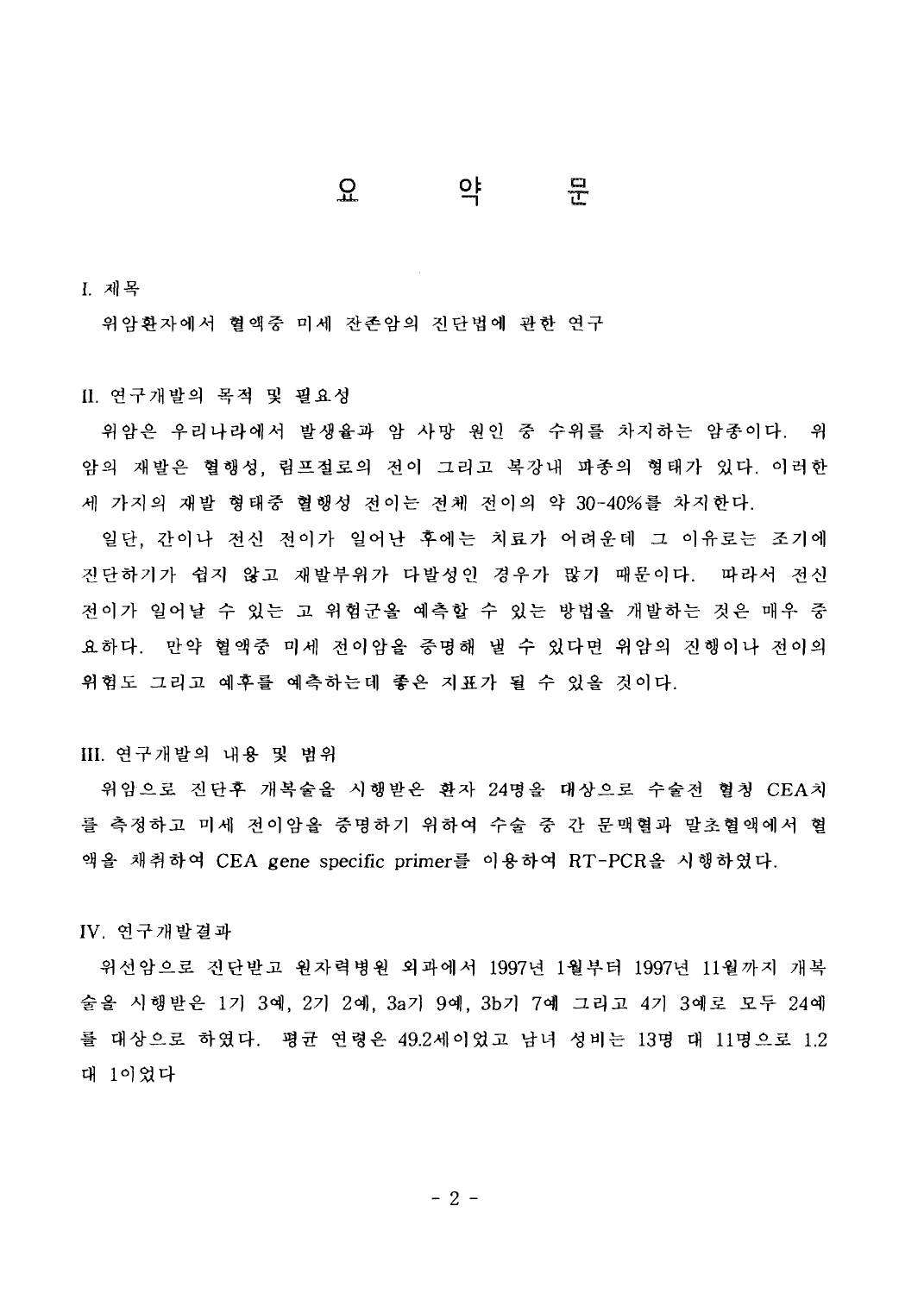# 요 약 문

## I. 제목

위암환자에서 혈액중 미세 잔존암의 진단법에 관한 연구

## II. 연구개발의 목적 및 필요성

위암은 우리나라에서 발생율과 암 사망 원인 중 수위를 차지하는 암종이다. 위암의 재발은 혈행성, 림프절로의 전이 그리고 복강내 파종의 형태가 있다. 이러한 세 가지의 재발 형태중 혈행성 전이는 전체 전이의 약 30-40%를 차지한다.

일단, 간이나 전신 전이가 일어난 후에는 치료가 어려운데 그 이유로는 조기에 진단하기가 쉽지 않고 재발부위가 다발성인 경우가 많기 때문이다. 따라서 전신 전이가 일어날 수 있는 고 위험군을 예측할 수 있는 방법을 개발하는 것은 매우 중요하다. 만약 혈액중 미세 전이암을 증명해 낼 수 있다면 위암의 진행이나 전이의 위험도 그리고 예후를 예측하는데 좋은 지표가 될 수 있을 것이다.

## III. 연구개발의 내용 및 범위

위암으로 진단후 개복술을 시행받은 환자 24명을 대상으로 수술전 혈청 CEA치를 측정하고 미세 전이암을 증명하기 위하여 수술 중 간 문맥혈과 말초혈액에서 혈액을 채취하여 CEA gene specific primer를 이용하여 RT-PCR을 시행하였다.

## IV. 연구개발결과

위선암으로 진단받고 원자력병원 외과에서 1997년 1월부터 1997년 11월까지 개복술을 시행받은 1기 3예, 2기 2예, 3a기 9예, 3b기 7예 그리고 4기 3예로 모두 24예를 대상으로 하였다. 평균 연령은 49.2세이었고 남녀 성비는 13명 대 11명으로 1.2 대 1이었다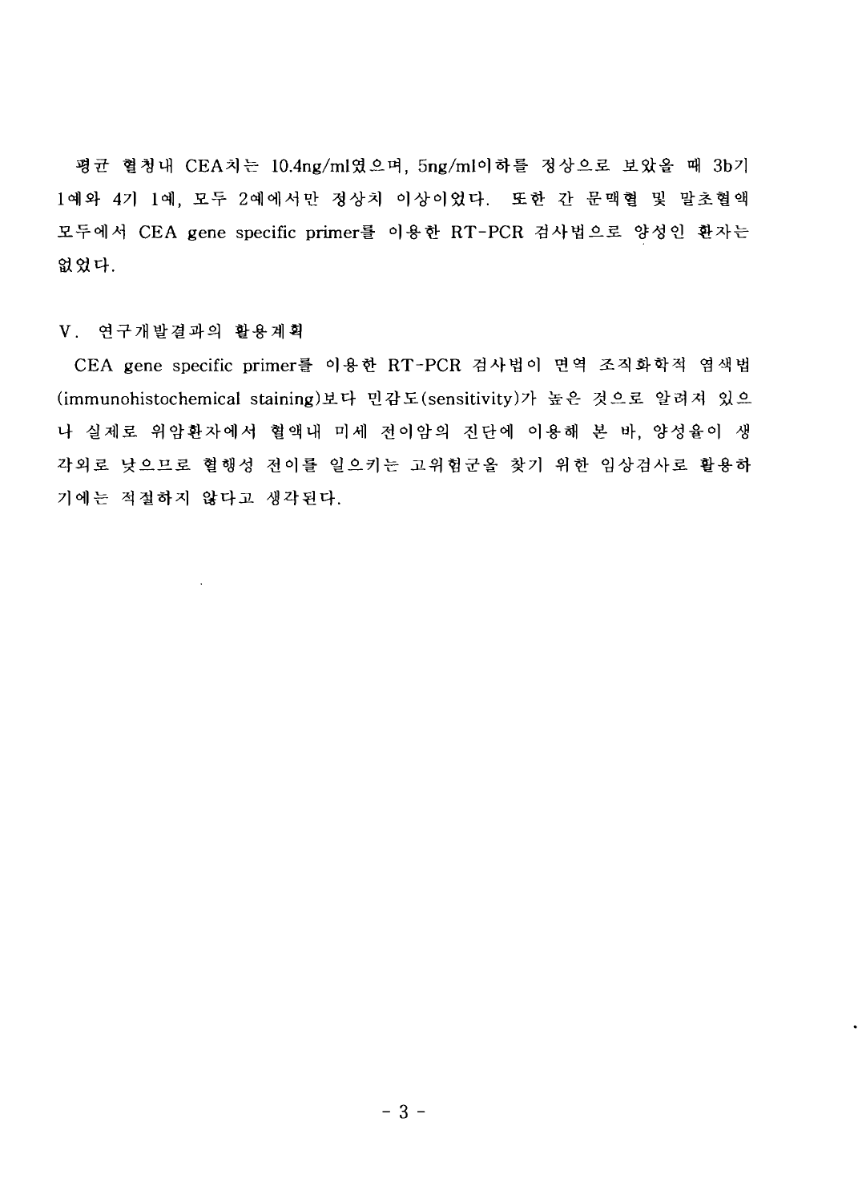평균 혈청내 CEA치는 10.4ng/ml였으며, 5ng/ml이하를 정상으로 보았을 때 3b기 1예와 4기 1예, 모두 2예에서만 정상치 이상이었다. 또한 간 문맥혈 및 말초혈액 모두에서 CEA gene specific primer를 이용한 RT-PCR 검사법으로 양성인 환자는 없었다.

## V. 연구개발결과의 활용계획

CEA gene specific primer를 이용한 RT-PCR 검사법이 면역 조직화학적 염색법(immunohistochemical staining)보다 민감도(sensitivity)가 높은 것으로 알려져 있으나 실제로 위암환자에서 혈액내 미세 전이암의 진단에 이용해 본 바, 양성율이 생각외로 낮으므로 혈행성 전이를 일으키는 고위험군을 찾기 위한 임상검사로 활용하기에는 적절하지 않다고 생각된다.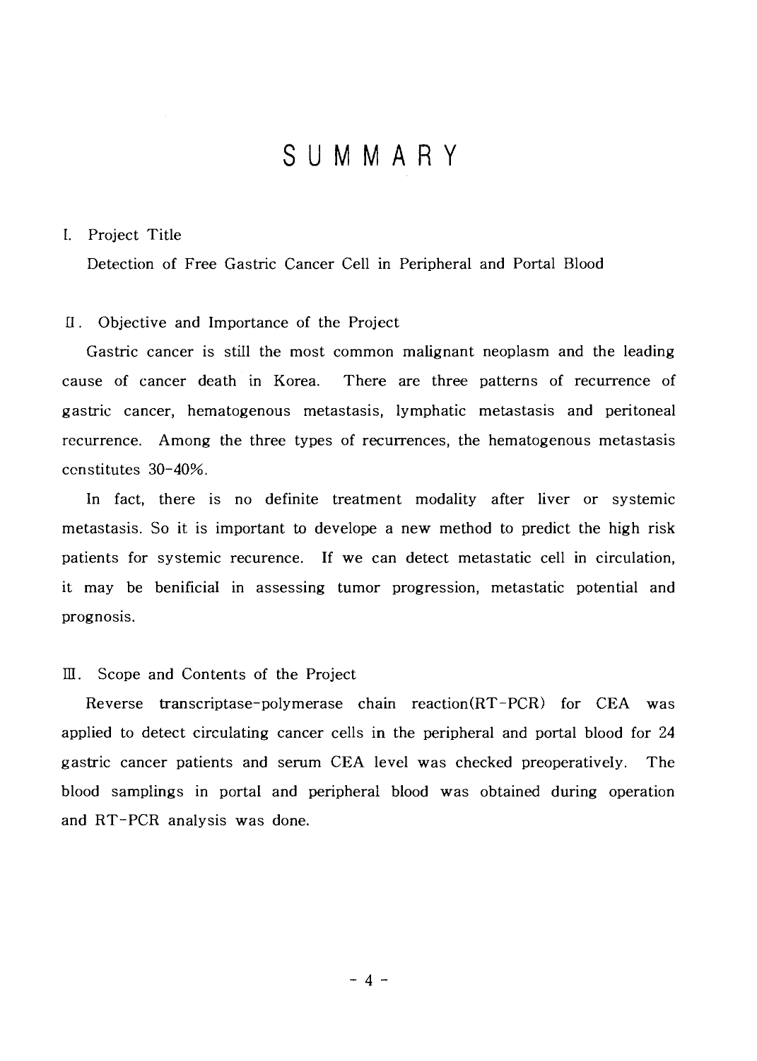# S U M M A R Y

I. Project Title

Detection of Free Gastric Cancer Cell in Peripheral and Portal Blood

II. Objective and Importance of the Project

Gastric cancer is still the most common malignant neoplasm and the leading cause of cancer death in Korea. There are three patterns of recurrence of gastric cancer, hematogenous metastasis, lymphatic metastasis and peritoneal recurrence. Among the three types of recurrences, the hematogenous metastasis constitutes 30-40%.

In fact, there is no definite treatment modality after liver or systemic metastasis. So it is important to develope a new method to predict the high risk patients for systemic recurence. If we can detect metastatic cell in circulation, it may be benificial in assessing tumor progression, metastatic potential and prognosis.

III. Scope and Contents of the Project

Reverse transcriptase-polymerase chain reaction(RT-PCR) for CEA was applied to detect circulating cancer cells in the peripheral and portal blood for 24 gastric cancer patients and serum CEA level was checked preoperatively. The blood samplings in portal and peripheral blood was obtained during operation and RT-PCR analysis was done.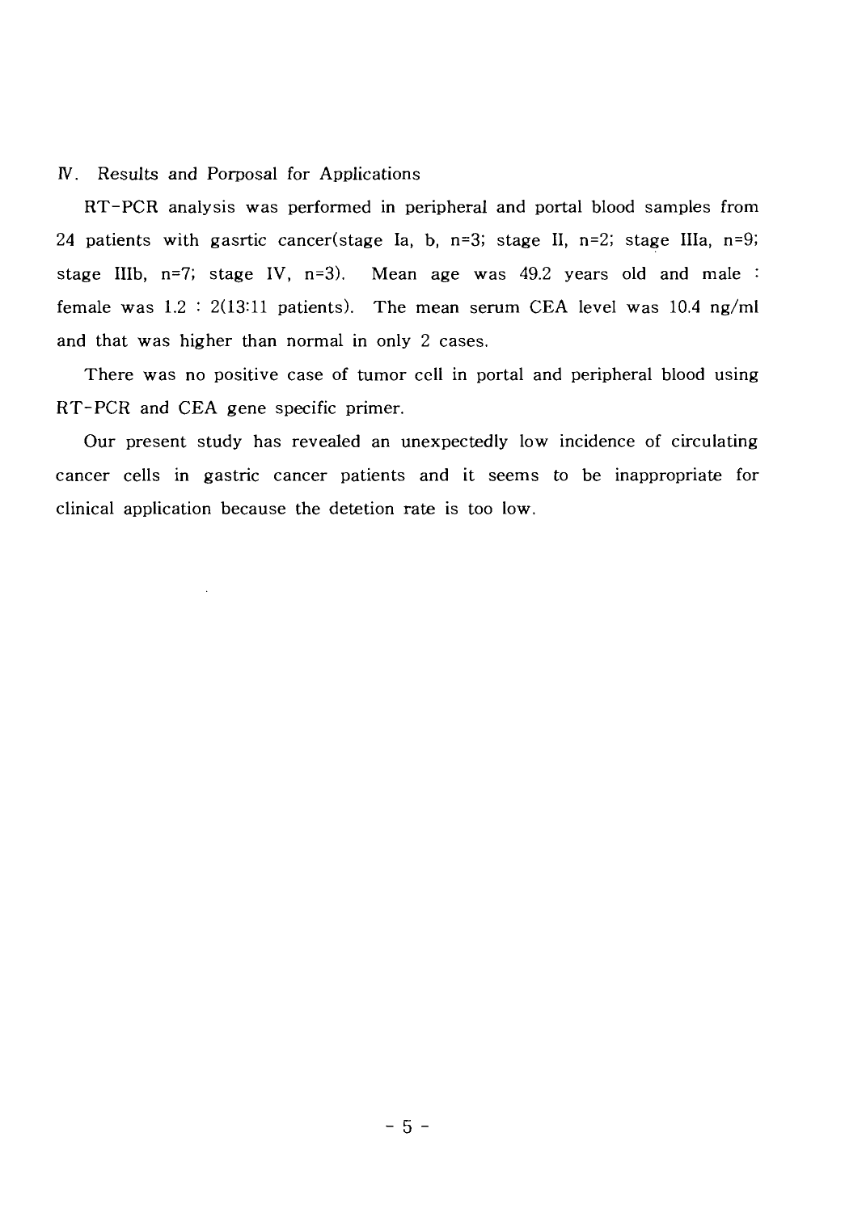## Ⅳ. Results and Porposal for Applications

RT-PCR analysis was performed in peripheral and portal blood samples from 24 patients with gasrtic cancer(stage Ia, b, n=3; stage II, n=2; stage IIIa, n=9; stage IIIb, n=7; stage IV, n=3). Mean age was 49.2 years old and male : female was 1.2 : 2(13:11 patients). The mean serum CEA level was 10.4 ng/ml and that was higher than normal in only 2 cases.

There was no positive case of tumor cell in portal and peripheral blood using RT-PCR and CEA gene specific primer.

Our present study has revealed an unexpectedly low incidence of circulating cancer cells in gastric cancer patients and it seems to be inappropriate for clinical application because the detetion rate is too low.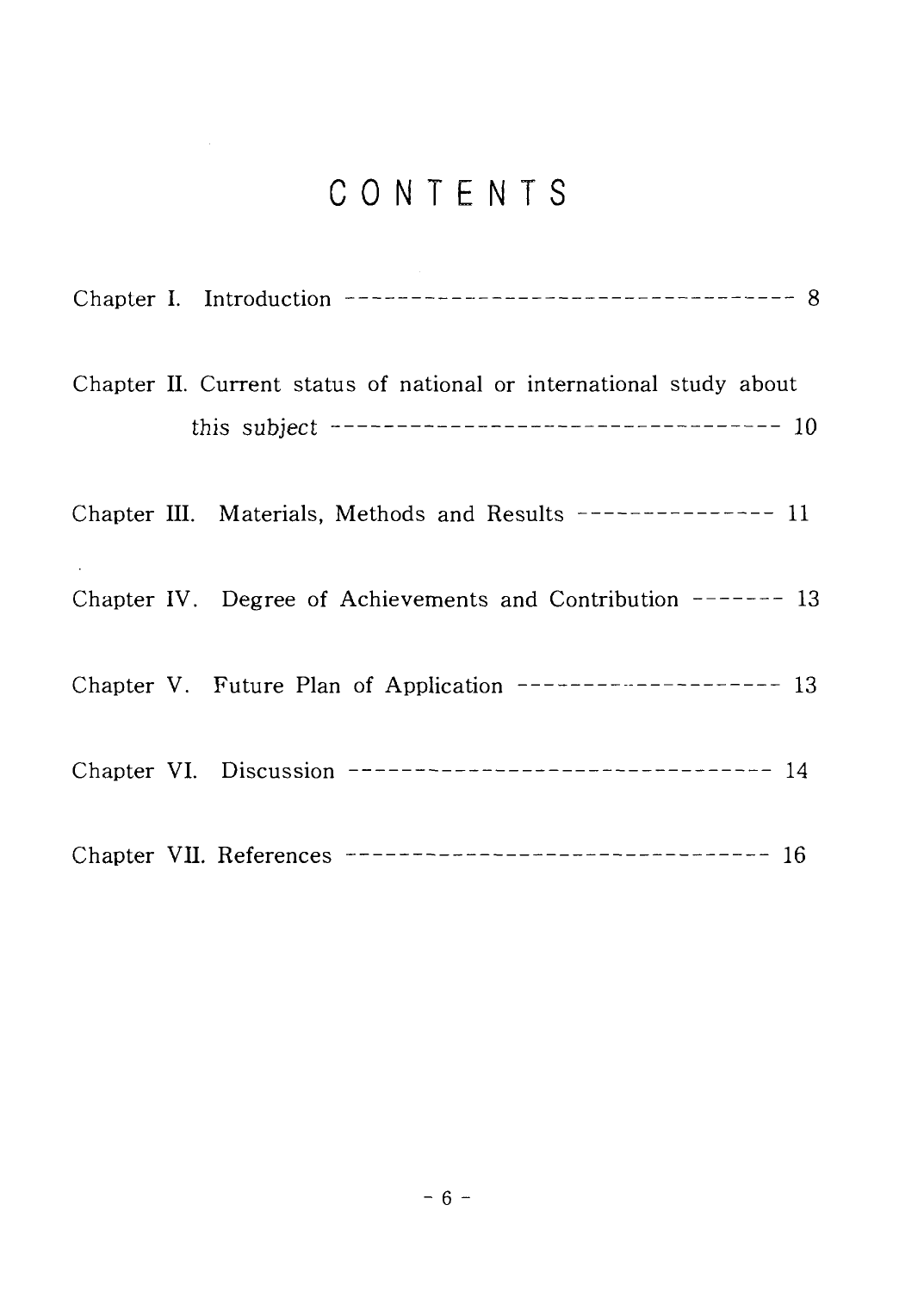# CONTENTS

Chapter I. Introduction ---------------------------------- 8

Chapter II. Current status of national or international study about this subject ---------------------------------- 10

Chapter III. Materials, Methods and Results --------------- 11

Chapter IV. Degree of Achievements and Contribution ------- 13

Chapter V. Future Plan of Application -------------------- 13

Chapter VI. Discussion -------------------------------- 14

Chapter VII. References -------------------------------- 16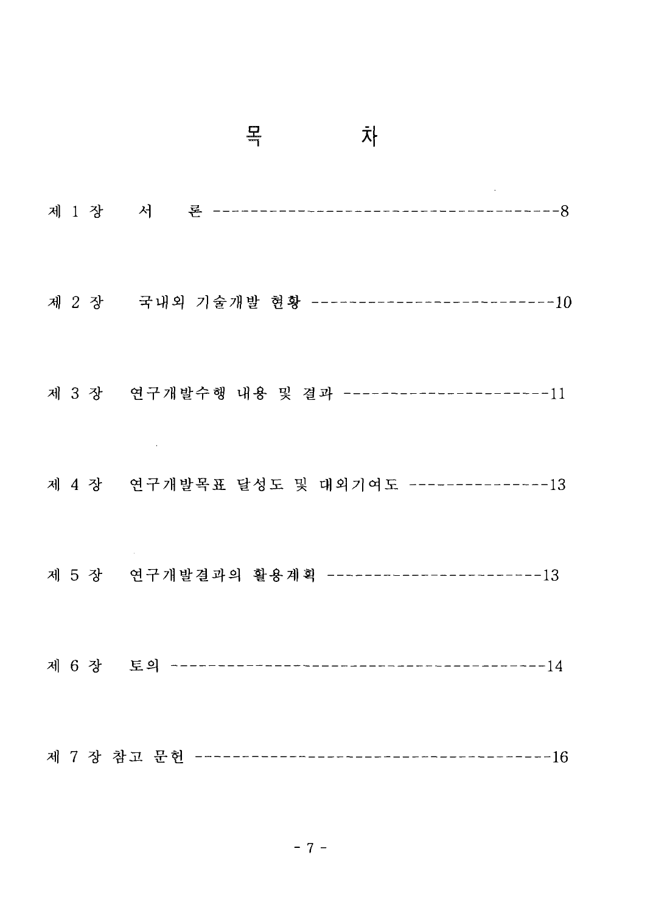# 목 차

제 1 장 서 론 -------------------------------------8

제 2 장 국내외 기술개발 현황 --------------------------10

제 3 장 연구개발수행 내용 및 결과 ----------------------11

제 4 장 연구개발목표 달성도 및 대외기여도 ---------------13

제 5 장 연구개발결과의 활용계획 -----------------------13

제 6 장 토의 ---------------------------------------14

제 7 장 참고 문헌 -----------------------------------16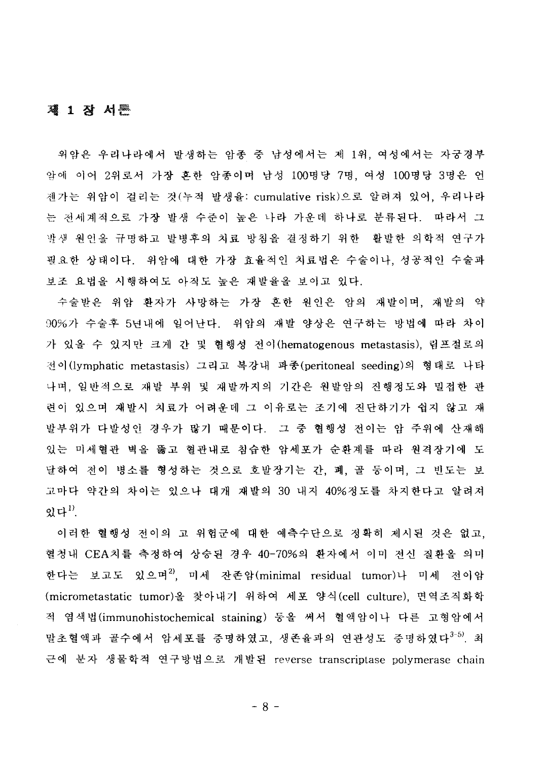# 제 1 장 서론

위암은 우리나라에서 발생하는 암종 중 남성에서는 제 1위, 여성에서는 자궁경부암에 이어 2위로서 가장 흔한 암종이며 남성 100명당 7명, 여성 100명당 3명은 언젠가는 위암이 걸리는 것(누적 발생율: cumulative risk)으로 알려져 있어, 우리나라는 전세계적으로 가장 발생 수준이 높은 나라 가운데 하나로 분류된다. 따라서 그 발생 원인을 규명하고 발병후의 치료 방침을 결정하기 위한 활발한 의학적 연구가 필요한 상태이다. 위암에 대한 가장 효율적인 치료법은 수술이나, 성공적인 수술과 보조 요법을 시행하여도 아직도 높은 재발율을 보이고 있다.

수술받은 위암 환자가 사망하는 가장 흔한 원인은 암의 재발이며, 재발의 약 90%가 수술후 5년내에 일어난다. 위암의 재발 양상은 연구하는 방법에 따라 차이가 있을 수 있지만 크게 간 및 혈행성 전이(hematogenous metastasis), 림프절로의 전이(lymphatic metastasis) 그리고 복강내 파종(peritoneal seeding)의 형태로 나타나며, 일반적으로 재발 부위 및 재발까지의 기간은 원발암의 진행정도와 밀접한 관련이 있으며 재발시 치료가 어려운데 그 이유로는 조기에 진단하기가 쉽지 않고 재발부위가 다발성인 경우가 많기 때문이다. 그 중 혈행성 전이는 암 주위에 산재해 있는 미세혈관 벽을 뚫고 혈관내로 침습한 암세포가 순환계를 따라 원격장기에 도달하여 전이 병소를 형성하는 것으로 호발장기는 간, 폐, 골 등이며, 그 빈도는 보고마다 약간의 차이는 있으나 대개 재발의 30 내지 40%정도를 차지한다고 알려져 있다[1].

이러한 혈행성 전이의 고 위험군에 대한 예측수단으로 정확히 제시된 것은 없고, 혈청내 CEA치를 측정하여 상승된 경우 40-70%의 환자에서 이미 전신 질환을 의미한다는 보고도 있으며[2], 미세 잔존암(minimal residual tumor)나 미세 전이암(micrometastatic tumor)을 찾아내기 위하여 세포 양식(cell culture), 면역조직화학적 염색법(immunohistochemical staining) 등을 써서 혈액암이나 다른 고형암에서 말초혈액과 골수에서 암세포를 증명하였고, 생존율과의 연관성도 증명하였다[3-5]. 최근에 분자 생물학적 연구방법으로 개발된 reverse transcriptase polymerase chain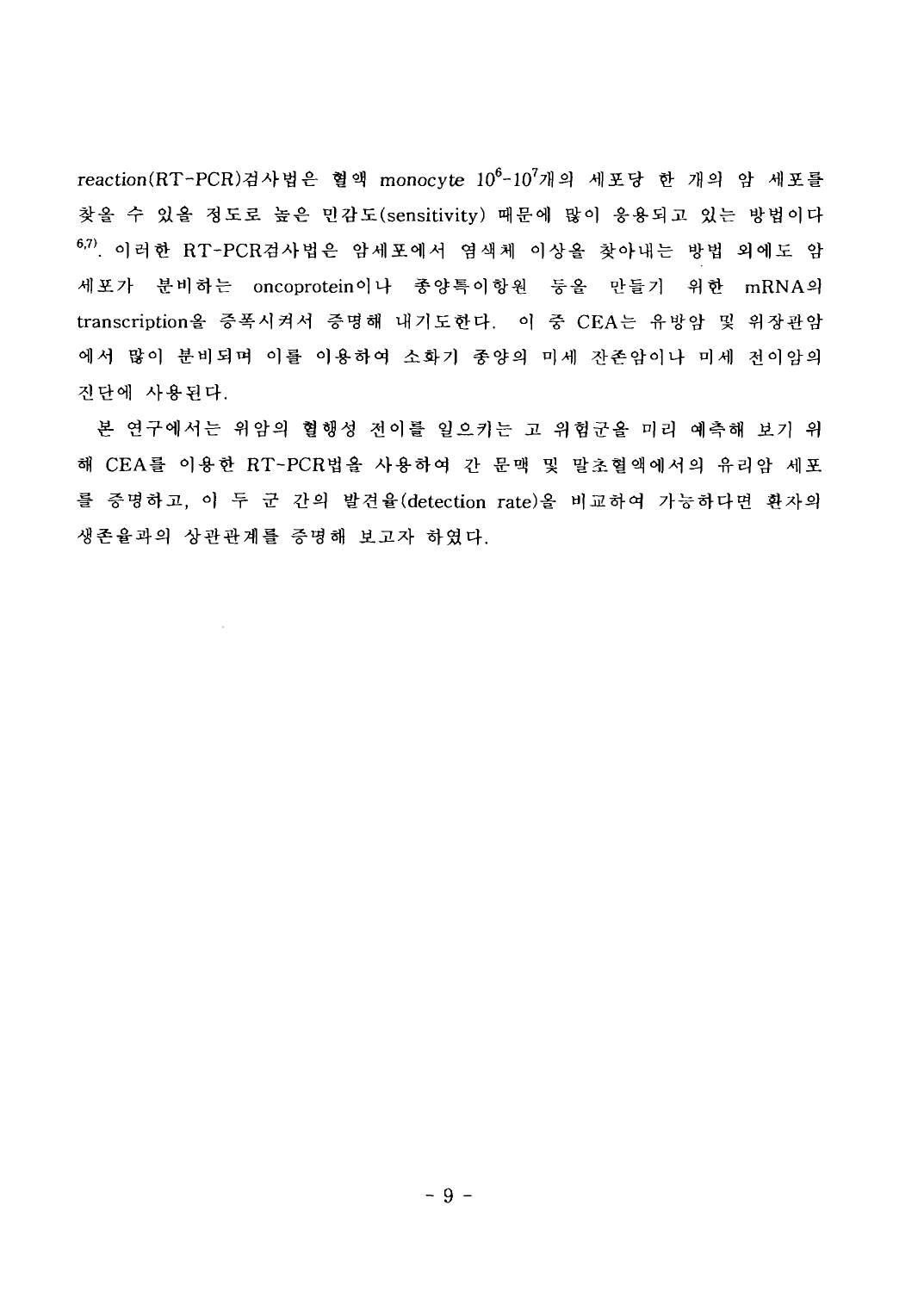reaction(RT-PCR)검사법은 혈액 monocyte $10^6$-$10^7$개의 세포당 한 개의 암 세포를 찾을 수 있을 정도로 높은 민감도(sensitivity) 때문에 많이 응용되고 있는 방법이다[6,7]. 이러한 RT-PCR검사법은 암세포에서 염색체 이상을 찾아내는 방법 외에도 암세포가 분비하는 oncoprotein이나 종양특이항원 등을 만들기 위한 mRNA의 transcription을 증폭시켜서 증명해 내기도한다. 이 중 CEA는 유방암 및 위장관암에서 많이 분비되며 이를 이용하여 소화기 종양의 미세 잔존암이나 미세 전이암의 진단에 사용된다.

본 연구에서는 위암의 혈행성 전이를 일으키는 고 위험군을 미리 예측해 보기 위해 CEA를 이용한 RT-PCR법을 사용하여 간 문맥 및 말초혈액에서의 유리암 세포를 증명하고, 이 두 군 간의 발견율(detection rate)을 비교하여 가능하다면 환자의 생존율과의 상관관계를 증명해 보고자 하였다.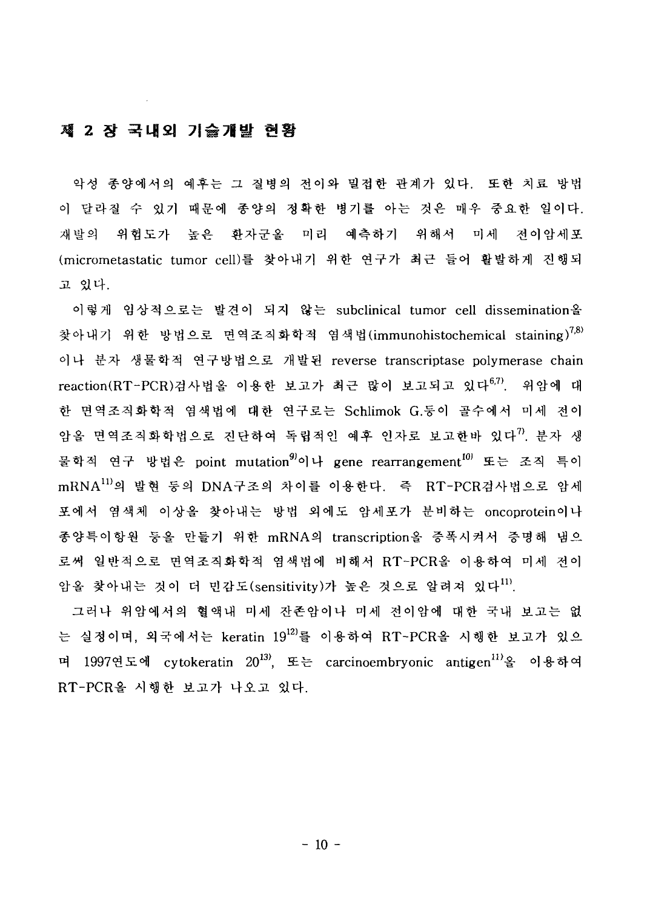## 제 2 장 국내외 기술개발 현황

악성 종양에서의 예후는 그 질병의 전이와 밀접한 관계가 있다. 또한 치료 방법이 달라질 수 있기 때문에 종양의 정확한 병기를 아는 것은 매우 중요한 일이다. 재발의 위험도가 높은 환자군을 미리 예측하기 위해서 미세 전이암세포(micrometastatic tumor cell)를 찾아내기 위한 연구가 최근 들어 활발하게 진행되고 있다.

이렇게 임상적으로는 발견이 되지 않는 subclinical tumor cell dissemination을 찾아내기 위한 방법으로 면역조직화학적 염색법(immunohistochemical staining)[7,8]이나 분자 생물학적 연구방법으로 개발된 reverse transcriptase polymerase chain reaction(RT-PCR)검사법을 이용한 보고가 최근 많이 보고되고 있다[6,7]. 위암에 대한 면역조직화학적 염색법에 대한 연구로는 Schlimok G.등이 골수에서 미세 전이암을 면역조직화학법으로 진단하여 독립적인 예후 인자로 보고한바 있다[7]. 분자 생물학적 연구 방법은 point mutation[9]이나 gene rearrangement[10] 또는 조직 특이 mRNA[11]의 발현 등의 DNA구조의 차이를 이용한다. 즉 RT-PCR검사법으로 암세포에서 염색체 이상을 찾아내는 방법 외에도 암세포가 분비하는 oncoprotein이나 종양특이항원 등을 만들기 위한 mRNA의 transcription을 증폭시켜서 증명해 냄으로써 일반적으로 면역조직화학적 염색법에 비해서 RT-PCR을 이용하여 미세 전이암을 찾아내는 것이 더 민감도(sensitivity)가 높은 것으로 알려져 있다[11].

그러나 위암에서의 혈액내 미세 잔존암이나 미세 전이암에 대한 국내 보고는 없는 실정이며, 외국에서는 keratin 19[12]를 이용하여 RT-PCR을 시행한 보고가 있으며 1997연도에 cytokeratin 20[13], 또는 carcinoembryonic antigen[11]을 이용하여 RT-PCR을 시행한 보고가 나오고 있다.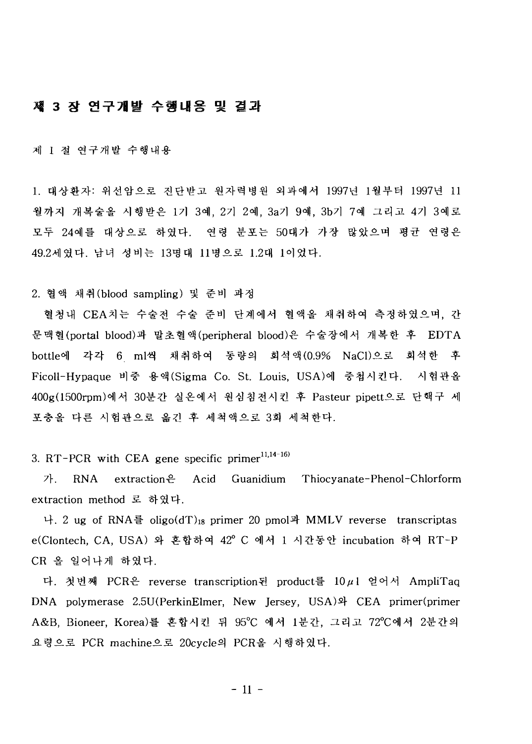# 제 3 장 연구개발 수행내용 및 결과

## 제 1 절 연구개발 수행내용

1. 대상환자: 위선암으로 진단받고 원자력병원 외과에서 1997년 1월부터 1997년 11월까지 개복술을 시행받은 1기 3예, 2기 2예, 3a기 9예, 3b기 7예 그리고 4기 3예로 모두 24예를 대상으로 하였다. 연령 분포는 50대가 가장 많았으며 평균 연령은 49.2세였다. 남녀 성비는 13명대 11명으로 1.2대 1이었다.

2. 혈액 채취(blood sampling) 및 준비 과정

혈청내 CEA치는 수술전 수술 준비 단계에서 혈액을 채취하여 측정하였으며, 간문맥혈(portal blood)과 말초혈액(peripheral blood)은 수술장에서 개복한 후 EDTA bottle에 각각 6 ml씩 채취하여 동량의 희석액(0.9% NaCl)으로 희석한 후 Ficoll-Hypaque 비중 용액(Sigma Co. St. Louis, USA)에 중첩시킨다. 시험관을 400g(1500rpm)에서 30분간 실온에서 원심침전시킨 후 Pasteur pipett으로 단핵구 세포층을 다른 시험관으로 옮긴 후 세척액으로 3회 세척한다.

3. RT-PCR with CEA gene specific primer[11,14-16]

가. RNA extraction은 Acid Guanidium Thiocyanate-Phenol-Chlorform extraction method 로 하였다.

나. 2 ug of RNA를 oligo(dT)$_{18}$ primer 20 pmol과 MMLV reverse transcriptase(Clontech, CA, USA) 와 혼합하여 42° C 에서 1 시간동안 incubation 하여 RT-PCR 을 일어나게 하였다.

다. 첫번째 PCR은 reverse transcription된 product를 10 μl 얻어서 AmpliTaq DNA polymerase 2.5U(PerkinElmer, New Jersey, USA)와 CEA primer(primer A&B, Bioneer, Korea)를 혼합시킨 뒤 95°C 에서 1분간, 그리고 72°C에서 2분간의 요령으로 PCR machine으로 20cycle의 PCR을 시행하였다.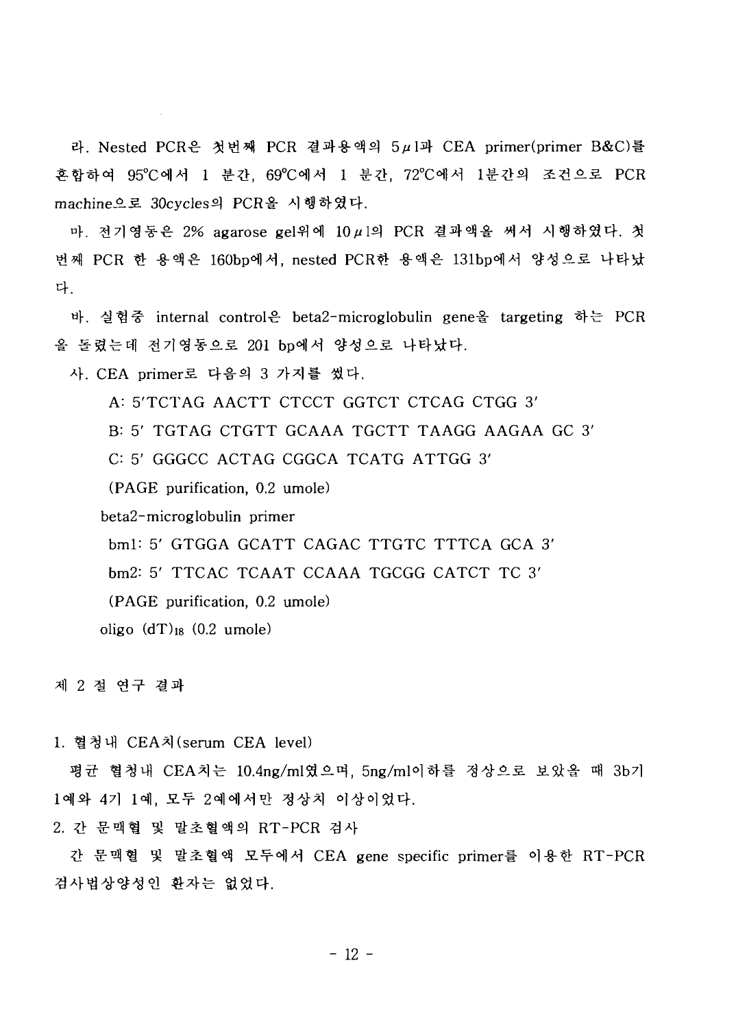라. Nested PCR은 첫번째 PCR 결과용액의 5$\mu$l과 CEA primer(primer B&C)를 혼합하여 95°C에서 1 분간, 69°C에서 1 분간, 72°C에서 1분간의 조건으로 PCR machine으로 30cycles의 PCR을 시행하였다.

마. 전기영동은 2% agarose gel위에 10$\mu$l의 PCR 결과액을 써서 시행하였다. 첫번째 PCR 한 용액은 160bp에서, nested PCR한 용액은 131bp에서 양성으로 나타났다.

바. 실험중 internal control은 beta2-microglobulin gene을 targeting 하는 PCR을 돌렸는데 전기영동으로 201 bp에서 양성으로 나타났다.

사. CEA primer로 다음의 3 가지를 썼다.

A: 5'TCTAG AACTT CTCCT GGTCT CTCAG CTGG 3'

B: 5' TGTAG CTGTT GCAAA TGCTT TAAGG AAGAA GC 3'

C: 5' GGGCC ACTAG CGGCA TCATG ATTGG 3'

(PAGE purification, 0.2 umole)

beta2-microglobulin primer

bm1: 5' GTGGA GCATT CAGAC TTGTC TTTCA GCA 3'

bm2: 5' TTCAC TCAAT CCAAA TGCGG CATCT TC 3'

(PAGE purification, 0.2 umole)

oligo $(dT)_{18}$ (0.2 umole)

## 제 2 절 연구 결과

1. 혈청내 CEA치(serum CEA level)

평균 혈청내 CEA치는 10.4ng/ml였으며, 5ng/ml이하를 정상으로 보았을 때 3b기 1예와 4기 1예, 모두 2예에서만 정상치 이상이었다.

2. 간 문맥혈 및 말초혈액의 RT-PCR 검사

간 문맥혈 및 말초혈액 모두에서 CEA gene specific primer를 이용한 RT-PCR 검사법상양성인 환자는 없었다.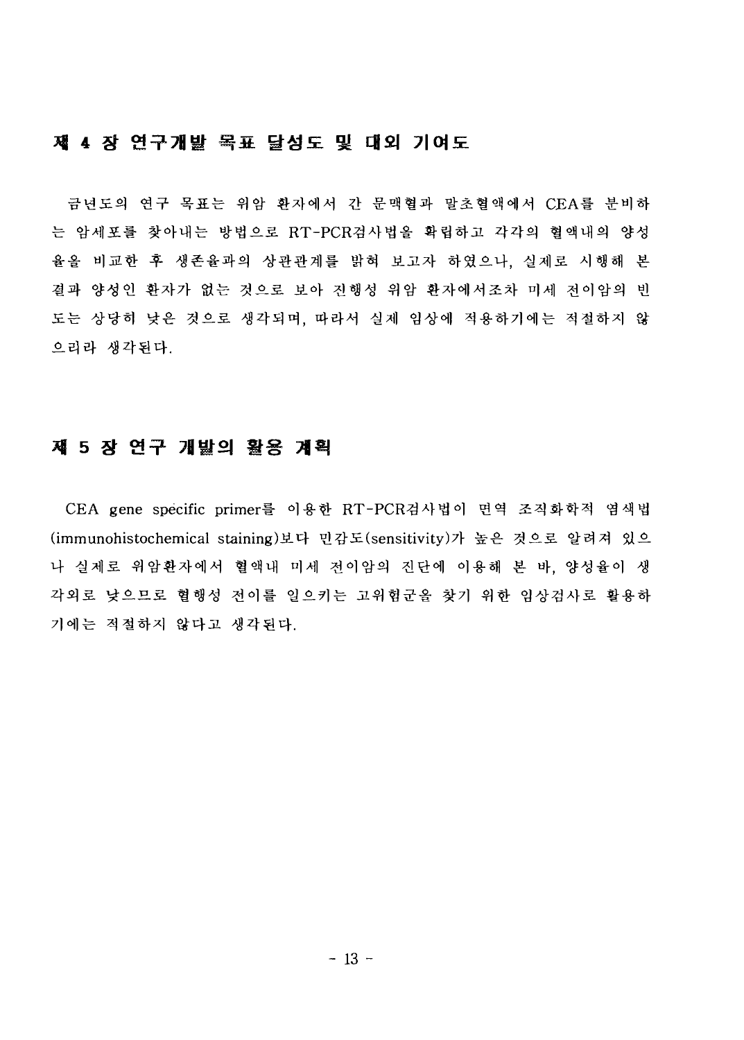## 제 4 장 연구개발 목표 달성도 및 대외 기여도

금년도의 연구 목표는 위암 환자에서 간 문맥혈과 말초혈액에서 CEA를 분비하는 암세포를 찾아내는 방법으로 RT-PCR검사법을 확립하고 각각의 혈액내의 양성율을 비교한 후 생존율과의 상관관계를 밝혀 보고자 하였으나, 실제로 시행해 본 결과 양성인 환자가 없는 것으로 보아 진행성 위암 환자에서조차 미세 전이암의 빈도는 상당히 낮은 것으로 생각되며, 따라서 실제 임상에 적용하기에는 적절하지 않으리라 생각된다.

## 제 5 장 연구 개발의 활용 계획

CEA gene specific primer를 이용한 RT-PCR검사법이 면역 조직화학적 염색법(immunohistochemical staining)보다 민감도(sensitivity)가 높은 것으로 알려져 있으나 실제로 위암환자에서 혈액내 미세 전이암의 진단에 이용해 본 바, 양성율이 생각외로 낮으므로 혈행성 전이를 일으키는 고위험군을 찾기 위한 임상검사로 활용하기에는 적절하지 않다고 생각된다.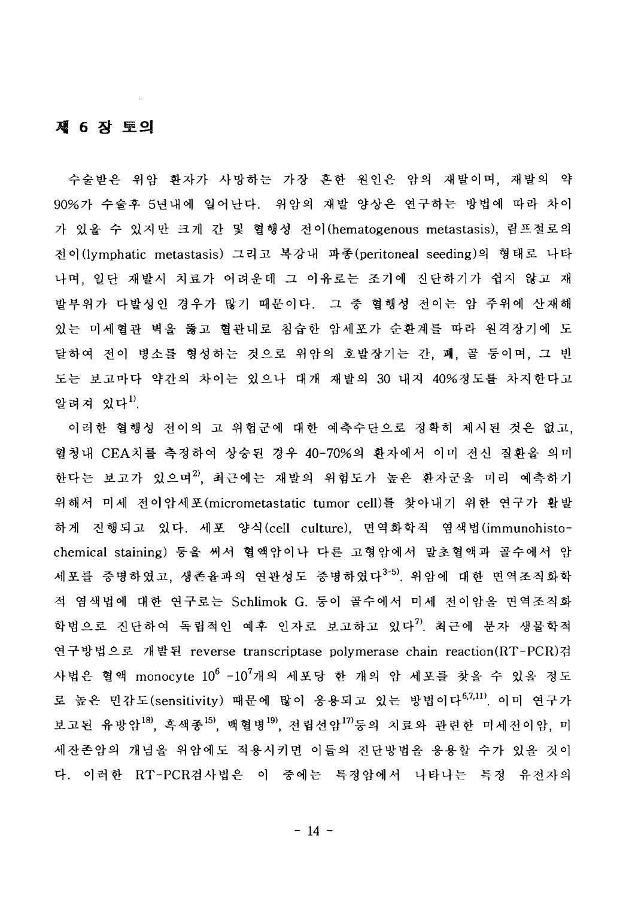# 제 6 장 토의

수술받은 위암 환자가 사망하는 가장 흔한 원인은 암의 재발이며, 재발의 약 90%가 수술후 5년내에 일어난다. 위암의 재발 양상은 연구하는 방법에 따라 차이가 있을 수 있지만 크게 간 및 혈행성 전이(hematogenous metastasis), 림프절로의 전이(lymphatic metastasis) 그리고 복강내 파종(peritoneal seeding)의 형태로 나타나며, 일단 재발시 치료가 어려운데 그 이유로는 조기에 진단하기가 쉽지 않고 재발부위가 다발성인 경우가 많기 때문이다. 그 중 혈행성 전이는 암 주위에 산재해 있는 미세혈관 벽을 뚫고 혈관내로 침습한 암세포가 순환계를 따라 원격장기에 도달하여 전이 병소를 형성하는 것으로 위암의 호발장기는 간, 폐, 골 등이며, 그 빈도는 보고마다 약간의 차이는 있으나 대개 재발의 30 내지 40%정도를 차지한다고 알려져 있다[1].

이러한 혈행성 전이의 고 위험군에 대한 예측수단으로 정확히 제시된 것은 없고, 혈청내 CEA치를 측정하여 상승된 경우 40-70%의 환자에서 이미 전신 질환을 의미한다는 보고가 있으며[2], 최근에는 재발의 위험도가 높은 환자군을 미리 예측하기 위해서 미세 전이암세포(micrometastatic tumor cell)를 찾아내기 위한 연구가 활발하게 진행되고 있다. 세포 양식(cell culture), 면역화학적 염색법(immunohisto-chemical staining) 등을 써서 혈액암이나 다른 고형암에서 말초혈액과 골수에서 암세포를 증명하였고, 생존율과의 연관성도 증명하였다[3-5]. 위암에 대한 면역조직화학적 염색법에 대한 연구로는 Schlimok G. 등이 골수에서 미세 전이암을 면역조직화학법으로 진단하여 독립적인 예후 인자로 보고하고 있다[7]. 최근에 분자 생물학적 연구방법으로 개발된 reverse transcriptase polymerase chain reaction(RT-PCR)검사법은 혈액 monocyte $10^6$ -$10^7$개의 세포당 한 개의 암 세포를 찾을 수 있을 정도로 높은 민감도(sensitivity) 때문에 많이 응용되고 있는 방법이다[6,7,11]. 이미 연구가 보고된 유방암[18], 흑색종[15], 백혈병[19], 전립선암[17]등의 치료와 관련한 미세전이암, 미세잔존암의 개념을 위암에도 적용시키면 이들의 진단방법을 응용할 수가 있을 것이다. 이러한 RT-PCR검사법은 이 중에는 특정암에서 나타나는 특정 유전자의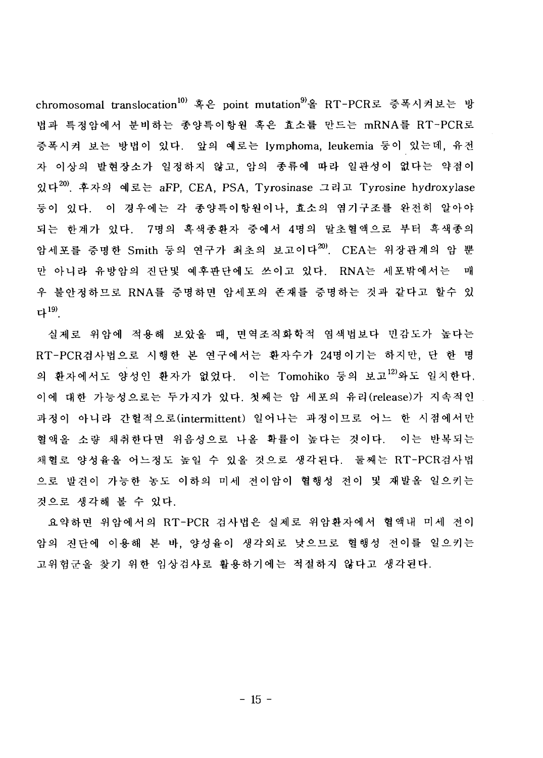chromosomal translocation[10] 혹은 point mutation[9]을 RT-PCR로 증폭시켜보는 방법과 특정암에서 분비하는 종양특이항원 혹은 효소를 만드는 mRNA를 RT-PCR로 증폭시켜 보는 방법이 있다. 앞의 예로는 lymphoma, leukemia 등이 있는데, 유전자 이상의 발현장소가 일정하지 않고, 암의 종류에 따라 일관성이 없다는 약점이 있다[20]. 후자의 예로는 aFP, CEA, PSA, Tyrosinase 그리고 Tyrosine hydroxylase 등이 있다. 이 경우에는 각 종양특이항원이나, 효소의 염기구조를 완전히 알아야 되는 한계가 있다. 7명의 흑색종환자 중에서 4명의 말초혈액으로 부터 흑색종의 암세포를 증명한 Smith 등의 연구가 최초의 보고이다[20]. CEA는 위장관계의 암 뿐만 아니라 유방암의 진단및 예후판단에도 쓰이고 있다. RNA는 세포밖에서는 매우 불안정하므로 RNA를 증명하면 암세포의 존재를 증명하는 것과 같다고 할수 있다[19].

실제로 위암에 적용해 보았을 때, 면역조직화학적 염색법보다 민감도가 높다는 RT-PCR검사법으로 시행한 본 연구에서는 환자수가 24명이기는 하지만, 단 한 명의 환자에서도 양성인 환자가 없었다. 이는 Tomohiko 등의 보고[12]와도 일치한다. 이에 대한 가능성으로는 두가지가 있다. 첫째는 암 세포의 유리(release)가 지속적인 과정이 아니라 간헐적으로(intermittent) 일어나는 과정이므로 어느 한 시점에서만 혈액을 소량 채취한다면 위음성으로 나올 확률이 높다는 것이다. 이는 반복되는 채혈로 양성율을 어느정도 높일 수 있을 것으로 생각된다. 둘째는 RT-PCR검사법으로 발견이 가능한 농도 이하의 미세 전이암이 혈행성 전이 및 재발을 일으키는 것으로 생각해 볼 수 있다.

요약하면 위암에서의 RT-PCR 검사법은 실제로 위암환자에서 혈액내 미세 전이암의 진단에 이용해 본 바, 양성율이 생각외로 낮으므로 혈행성 전이를 일으키는 고위험군을 찾기 위한 임상검사로 활용하기에는 적절하지 않다고 생각된다.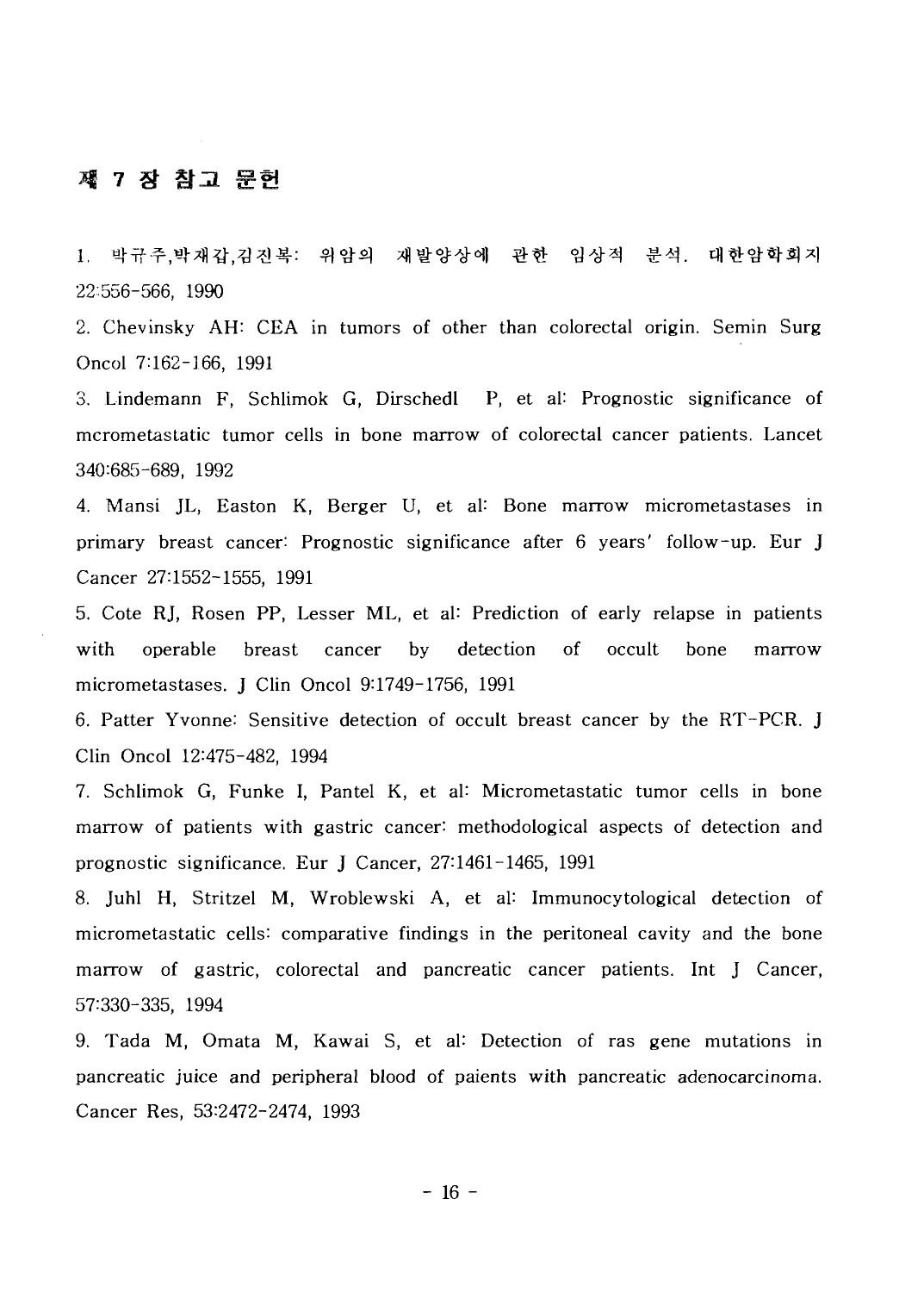## 제 7 장 참고 문헌

1. 박규주,박재갑,김진복: 위암의 재발양상에 관한 임상적 분석. 대한암학회지 22:556-566, 1990

2. Chevinsky AH: CEA in tumors of other than colorectal origin. Semin Surg Oncol 7:162-166, 1991

3. Lindemann F, Schlimok G, Dirschedl P, et al: Prognostic significance of mcrometastatic tumor cells in bone marrow of colorectal cancer patients. Lancet 340:685-689, 1992

4. Mansi JL, Easton K, Berger U, et al: Bone marrow micrometastases in primary breast cancer: Prognostic significance after 6 years' follow-up. Eur J Cancer 27:1552-1555, 1991

5. Cote RJ, Rosen PP, Lesser ML, et al: Prediction of early relapse in patients with operable breast cancer by detection of occult bone marrow micrometastases. J Clin Oncol 9:1749-1756, 1991

6. Patter Yvonne: Sensitive detection of occult breast cancer by the RT-PCR. J Clin Oncol 12:475-482, 1994

7. Schlimok G, Funke I, Pantel K, et al: Micrometastatic tumor cells in bone marrow of patients with gastric cancer: methodological aspects of detection and prognostic significance. Eur J Cancer, 27:1461-1465, 1991

8. Juhl H, Stritzel M, Wroblewski A, et al: Immunocytological detection of micrometastatic cells: comparative findings in the peritoneal cavity and the bone marrow of gastric, colorectal and pancreatic cancer patients. Int J Cancer, 57:330-335, 1994

9. Tada M, Omata M, Kawai S, et al: Detection of ras gene mutations in pancreatic juice and peripheral blood of paients with pancreatic adenocarcinoma. Cancer Res, 53:2472-2474, 1993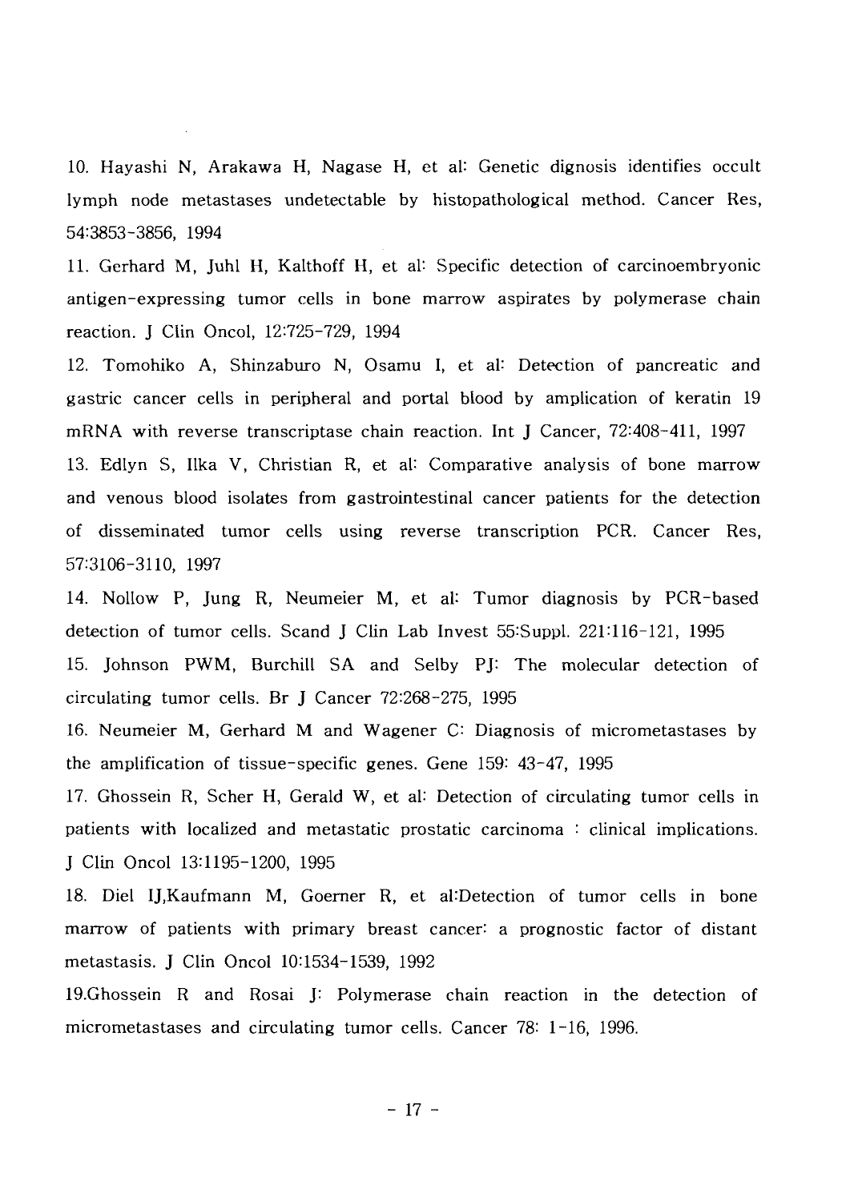10. Hayashi N, Arakawa H, Nagase H, et al: Genetic dignosis identifies occult lymph node metastases undetectable by histopathological method. Cancer Res, 54:3853-3856, 1994

11. Gerhard M, Juhl H, Kalthoff H, et al: Specific detection of carcinoembryonic antigen-expressing tumor cells in bone marrow aspirates by polymerase chain reaction. J Clin Oncol, 12:725-729, 1994

12. Tomohiko A, Shinzaburo N, Osamu I, et al: Detection of pancreatic and gastric cancer cells in peripheral and portal blood by amplication of keratin 19 mRNA with reverse transcriptase chain reaction. Int J Cancer, 72:408-411, 1997

13. Edlyn S, Ilka V, Christian R, et al: Comparative analysis of bone marrow and venous blood isolates from gastrointestinal cancer patients for the detection of disseminated tumor cells using reverse transcription PCR. Cancer Res, 57:3106-3110, 1997

14. Nollow P, Jung R, Neumeier M, et al: Tumor diagnosis by PCR-based detection of tumor cells. Scand J Clin Lab Invest 55:Suppl. 221:116-121, 1995

15. Johnson PWM, Burchill SA and Selby PJ: The molecular detection of circulating tumor cells. Br J Cancer 72:268-275, 1995

16. Neumeier M, Gerhard M and Wagener C: Diagnosis of micrometastases by the amplification of tissue-specific genes. Gene 159: 43-47, 1995

17. Ghossein R, Scher H, Gerald W, et al: Detection of circulating tumor cells in patients with localized and metastatic prostatic carcinoma : clinical implications. J Clin Oncol 13:1195-1200, 1995

18. Diel IJ,Kaufmann M, Goerner R, et al:Detection of tumor cells in bone marrow of patients with primary breast cancer: a prognostic factor of distant metastasis. J Clin Oncol 10:1534-1539, 1992

19.Ghossein R and Rosai J: Polymerase chain reaction in the detection of micrometastases and circulating tumor cells. Cancer 78: 1-16, 1996.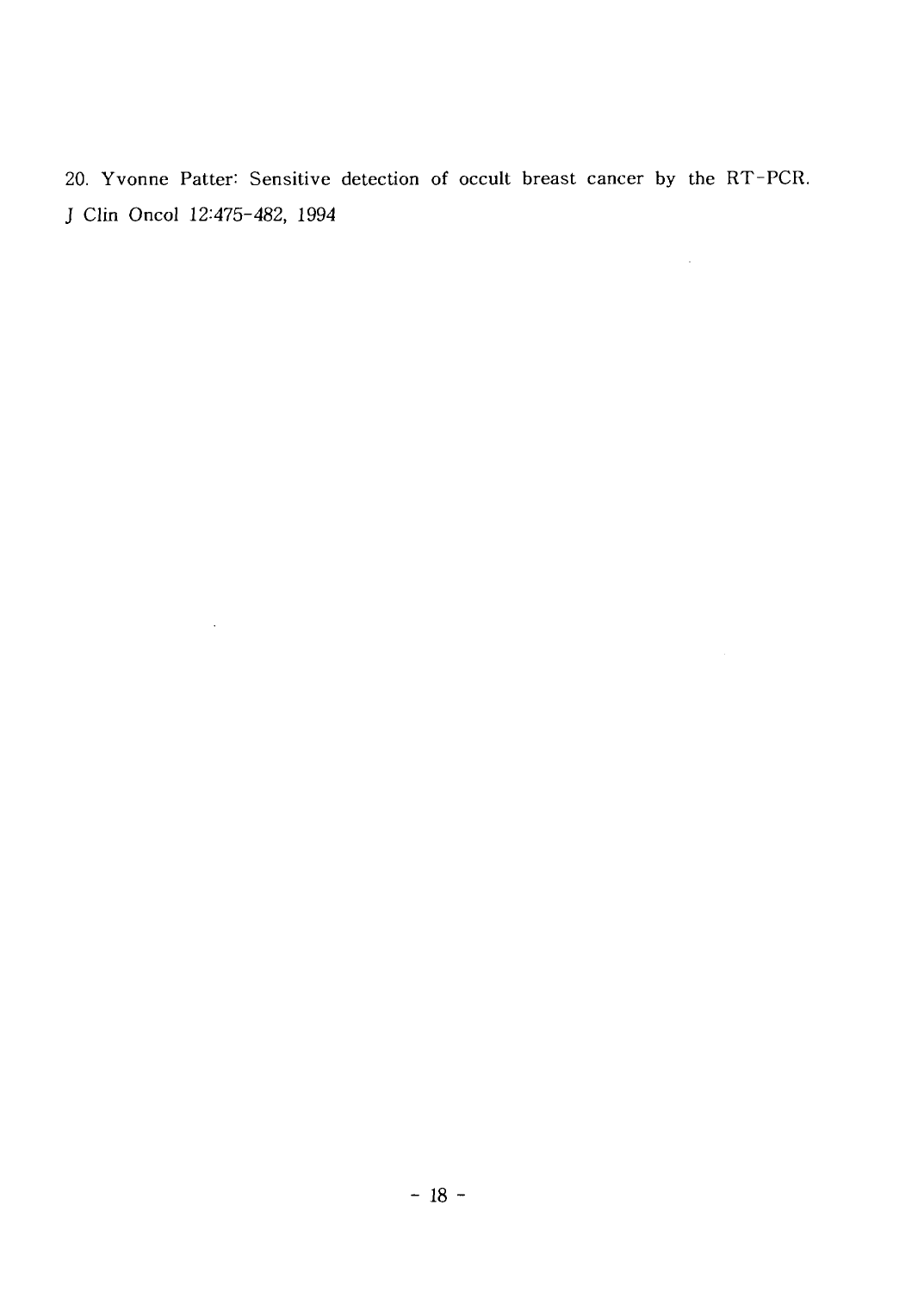20. Yvonne Patter: Sensitive detection of occult breast cancer by the RT-PCR. J Clin Oncol 12:475-482, 1994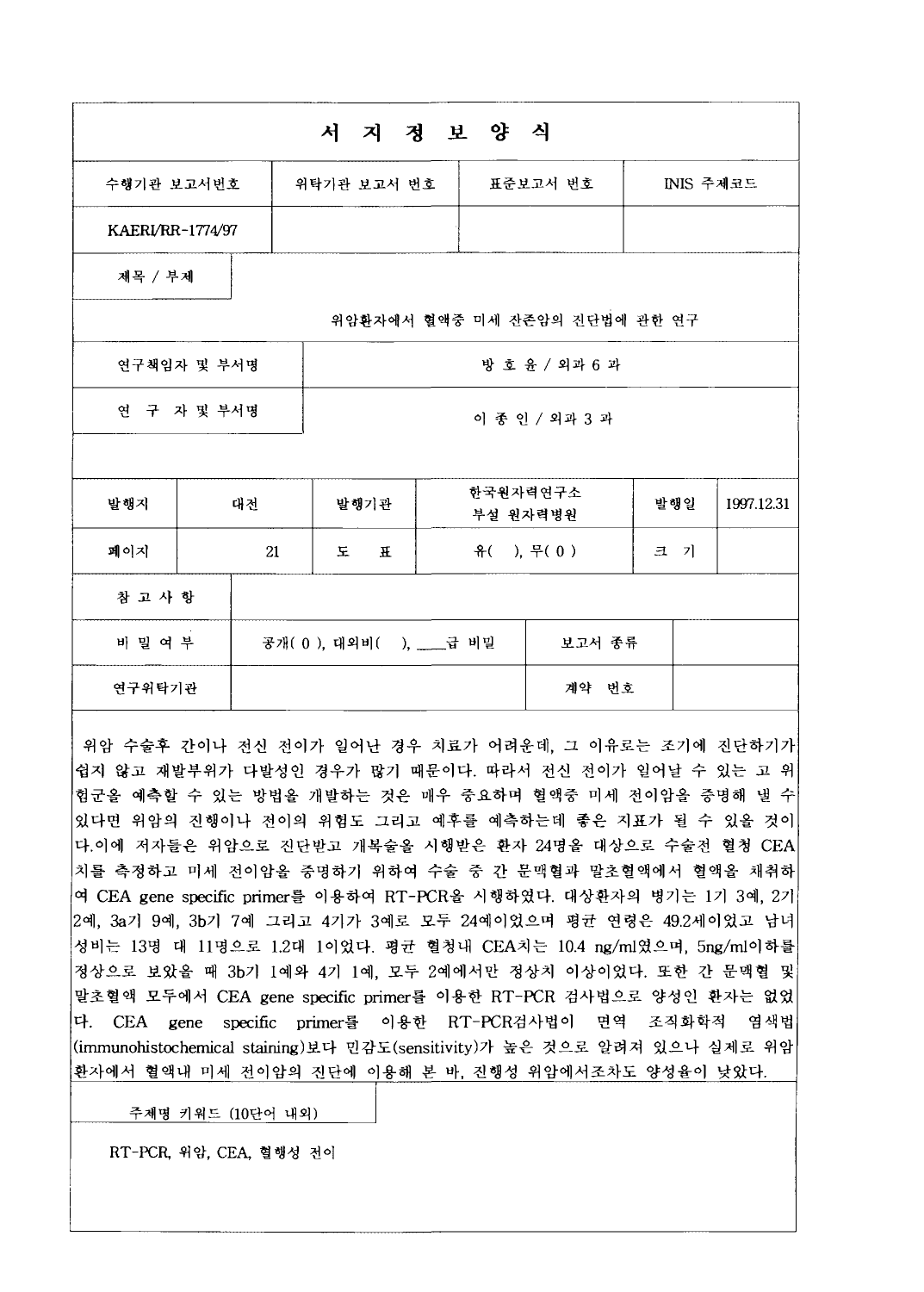# 서 지 정 보 양 식

| 수행기관 보고서번호 | 위탁기관 보고서 번호 | 표준보고서 번호 | INIS 주제코드 |
|---|---|---|---|
| KAERI/RR-1774/97 | | | |

| 제목 / 부제 | |
|---|---|
| | 위암환자에서 혈액중 미세 잔존암의 진단법에 관한 연구 |
| 연구책임자 및 부서명 | 방 호 윤 / 외과 6 과 |
| 연 구 자 및 부서명 | 이 종 인 / 외과 3 과 |

| 발행지 | 대전 | 발행기관 | 한국원자력연구소 부설 원자력병원 | 발행일 | 1997.12.31 |
|---|---|---|---|---|---|
| 페이지 | 21 | 도 표 | 유( ), 무( 0 ) | 크 기 | |

| 참 고 사 항 | | | |
|---|---|---|---|
| 비 밀 여 부 | 공개( 0 ), 대외비( ), ___급 비밀 | 보고서 종류 | |
| 연구위탁기관 | | 계약 번호 | |

위암 수술후 간이나 전신 전이가 일어난 경우 치료가 어려운데, 그 이유로는 조기에 진단하기가 쉽지 않고 재발부위가 다발성인 경우가 많기 때문이다. 따라서 전신 전이가 일어날 수 있는 고 위험군을 예측할 수 있는 방법을 개발하는 것은 매우 중요하며 혈액중 미세 전이암을 증명해 낼 수 있다면 위암의 진행이나 전이의 위험도 그리고 예후를 예측하는데 좋은 지표가 될 수 있을 것이다.이에 저자들은 위암으로 진단받고 개복술을 시행받은 환자 24명을 대상으로 수술전 혈청 CEA치를 측정하고 미세 전이암을 증명하기 위하여 수술 중 간 문맥혈과 말초혈액에서 혈액을 채취하여 CEA gene specific primer를 이용하여 RT-PCR을 시행하였다. 대상환자의 병기는 1기 3예, 2기 2예, 3a기 9예, 3b기 7예 그리고 4기가 3예로 모두 24예이었으며 평균 연령은 49.2세이었고 남녀 성비는 13명 대 11명으로 1.2대 1이었다. 평균 혈청내 CEA치는 10.4 ng/ml였으며, 5ng/ml이하를 정상으로 보았을 때 3b기 1예와 4기 1예, 모두 2예에서만 정상치 이상이었다. 또한 간 문맥혈 및 말초혈액 모두에서 CEA gene specific primer를 이용한 RT-PCR 검사법으로 양성인 환자는 없었다. CEA gene specific primer를 이용한 RT-PCR검사법이 면역 조직화학적 염색법(immunohistochemical staining)보다 민감도(sensitivity)가 높은 것으로 알려져 있으나 실제로 위암 환자에서 혈액내 미세 전이암의 진단에 이용해 본 바, 진행성 위암에서조차도 양성율이 낮았다.

| 주제명 키워드 (10단어 내외) |
|---|
| RT-PCR, 위암, CEA, 혈행성 전이 |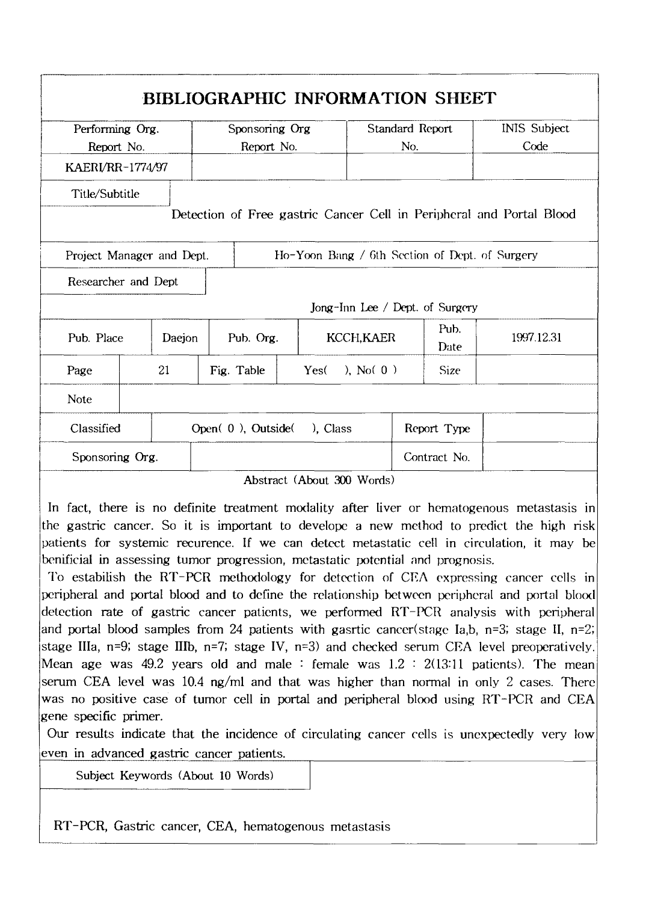# BIBLIOGRAPHIC INFORMATION SHEET

| Performing Org. Report No. | Sponsoring Org Report No. | Standard Report No. | INIS Subject Code |
|---|---|---|---|
| KAERI/RR-1774/97 | | | |

| Title/Subtitle | |
|---|---|
| | Detection of Free gastric Cancer Cell in Peripheral and Portal Blood |

| Project Manager and Dept. | Ho-Yoon Bang / 6th Section of Dept. of Surgery |
|---|---|
| Researcher and Dept | Jong-Inn Lee / Dept. of Surgery |

| Pub. Place | Daejon | Pub. Org. | KCCH,KAER | Pub. Date | 1997.12.31 |
|---|---|---|---|---|---|
| Page | 21 | Fig. Table | Yes( ), No( 0 ) | Size | |
| Note | | | | | |
| Classified | Open( 0 ), Outside( ), Class | | | Report Type | |
| Sponsoring Org. | | | | Contract No. | |

Abstract (About 300 Words)

In fact, there is no definite treatment modality after liver or hematogenous metastasis in the gastric cancer. So it is important to develope a new method to predict the high risk patients for systemic recurence. If we can detect metastatic cell in circulation, it may be benificial in assessing tumor progression, metastatic potential and prognosis.

To estabilish the RT-PCR methodology for detection of CEA expressing cancer cells in peripheral and portal blood and to define the relationship between peripheral and portal blood detection rate of gastric cancer patients, we performed RT-PCR analysis with peripheral and portal blood samples from 24 patients with gasrtic cancer(stage Ia,b, n=3; stage II, n=2; stage IIIa, n=9; stage IIIb, n=7; stage IV, n=3) and checked serum CEA level preoperatively. Mean age was 49.2 years old and male : female was 1.2 : 2(13:11 patients). The mean serum CEA level was 10.4 ng/ml and that was higher than normal in only 2 cases. There was no positive case of tumor cell in portal and peripheral blood using RT-PCR and CEA gene specific primer.

Our results indicate that the incidence of circulating cancer cells is unexpectedly very low even in advanced gastric cancer patients.

Subject Keywords (About 10 Words)

RT-PCR, Gastric cancer, CEA, hematogenous metastasis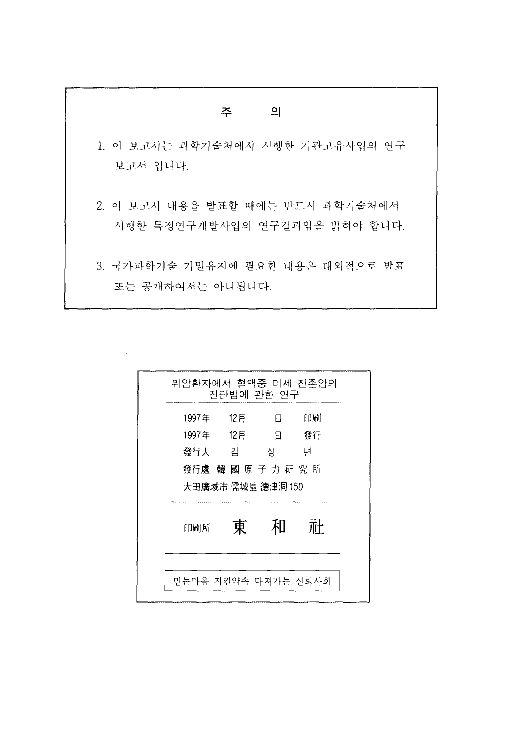## 주 의

1. 이 보고서는 과학기술처에서 시행한 기관고유사업의 연구 보고서 입니다.

2. 이 보고서 내용을 발표할 때에는 반드시 과학기술처에서 시행한 특정연구개발사업의 연구결과임을 밝혀야 합니다.

3. 국가과학기술 기밀유지에 필요한 내용은 대외적으로 발표 또는 공개하여서는 아니됩니다.

---

위암환자에서 혈액중 미세 잔존암의 진단법에 관한 연구

1997年 12月 日 印刷

1997年 12月 日 發行

發行人 김 성 년

發行處 韓 國 原 子 力 研 究 所

大田廣域市 儒城區 德津洞 150

印刷所 **東 和 社**

믿는마음 지킨약속 다져가는 신뢰사회